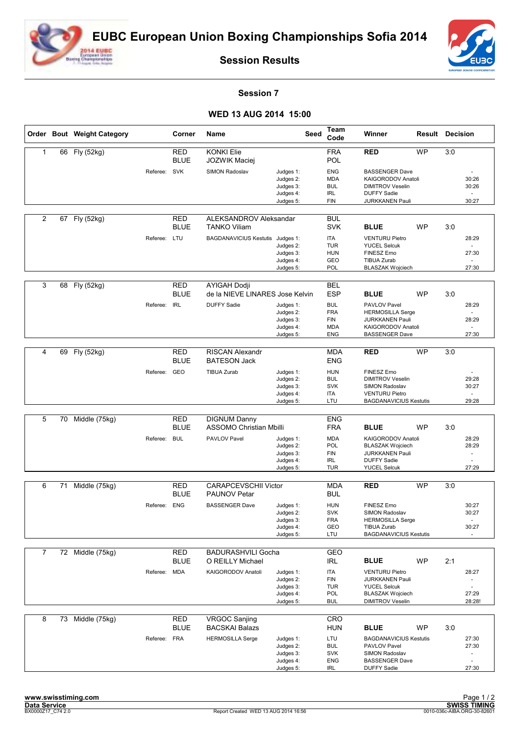# EUBC European Union Boxing Championships Sofia 2014

## Session Results

### Session 7

### WED 13 AUG 2014 15:00

| Order | Bout | Weight Category | Corner | Name | Seed | Team Code | Winner | Result | Decision |
|---|---|---|---|---|---|---|---|---|---|
| 1 | 66 | Fly (52kg) | RED | KONKI Elie | | FRA | RED | WP | 3:0 |
| | | | BLUE | JOZWIK Maciej | | POL | | | |
| | | Referee: SVK | | SIMON Radoslav | Judges 1: | ENG | BASSENGER Dave | | - |
| | | | | | Judges 2: | MDA | KAIGORODOV Anatoli | | 30:26 |
| | | | | | Judges 3: | BUL | DIMITROV Veselin | | 30:26 |
| | | | | | Judges 4: | IRL | DUFFY Sadie | | - |
| | | | | | Judges 5: | FIN | JURKKANEN Pauli | | 30:27 |
| 2 | 67 | Fly (52kg) | RED | ALEKSANDROV Aleksandar | | BUL | | | |
| | | | BLUE | TANKO Viliam | | SVK | BLUE | WP | 3:0 |
| | | Referee: LTU | | BAGDANAVICIUS Kestutis | Judges 1: | ITA | VENTURU Pietro | | 28:29 |
| | | | | | Judges 2: | TUR | YUCEL Selcuk | | - |
| | | | | | Judges 3: | HUN | FINESZ Erno | | 27:30 |
| | | | | | Judges 4: | GEO | TIBUA Zurab | | - |
| | | | | | Judges 5: | POL | BLASZAK Wojciech | | 27:30 |
| 3 | 68 | Fly (52kg) | RED | AYIGAH Dodji | | BEL | | | |
| | | | BLUE | de la NIEVE LINARES Jose Kelvin | | ESP | BLUE | WP | 3:0 |
| | | Referee: IRL | | DUFFY Sadie | Judges 1: | BUL | PAVLOV Pavel | | 28:29 |
| | | | | | Judges 2: | FRA | HERMOSILLA Serge | | - |
| | | | | | Judges 3: | FIN | JURKKANEN Pauli | | 28:29 |
| | | | | | Judges 4: | MDA | KAIGORODOV Anatoli | | - |
| | | | | | Judges 5: | ENG | BASSENGER Dave | | 27:30 |
| 4 | 69 | Fly (52kg) | RED | RISCAN Alexandr | | MDA | RED | WP | 3:0 |
| | | | BLUE | BATESON Jack | | ENG | | | |
| | | Referee: GEO | | TIBUA Zurab | Judges 1: | HUN | FINESZ Erno | | - |
| | | | | | Judges 2: | BUL | DIMITROV Veselin | | 29:28 |
| | | | | | Judges 3: | SVK | SIMON Radoslav | | 30:27 |
| | | | | | Judges 4: | ITA | VENTURU Pietro | | - |
| | | | | | Judges 5: | LTU | BAGDANAVICIUS Kestutis | | 29:28 |
| 5 | 70 | Middle (75kg) | RED | DIGNUM Danny | | ENG | | | |
| | | | BLUE | ASSOMO Christian Mbilli | | FRA | BLUE | WP | 3:0 |
| | | Referee: BUL | | PAVLOV Pavel | Judges 1: | MDA | KAIGORODOV Anatoli | | 28:29 |
| | | | | | Judges 2: | POL | BLASZAK Wojciech | | 28:29 |
| | | | | | Judges 3: | FIN | JURKKANEN Pauli | | - |
| | | | | | Judges 4: | IRL | DUFFY Sadie | | - |
| | | | | | Judges 5: | TUR | YUCEL Selcuk | | 27:29 |
| 6 | 71 | Middle (75kg) | RED | CARAPCEVSCHII Victor | | MDA | RED | WP | 3:0 |
| | | | BLUE | PAUNOV Petar | | BUL | | | |
| | | Referee: ENG | | BASSENGER Dave | Judges 1: | HUN | FINESZ Erno | | 30:27 |
| | | | | | Judges 2: | SVK | SIMON Radoslav | | 30:27 |
| | | | | | Judges 3: | FRA | HERMOSILLA Serge | | - |
| | | | | | Judges 4: | GEO | TIBUA Zurab | | 30:27 |
| | | | | | Judges 5: | LTU | BAGDANAVICIUS Kestutis | | - |
| 7 | 72 | Middle (75kg) | RED | BADURASHVILI Gocha | | GEO | | | |
| | | | BLUE | O REILLY Michael | | IRL | BLUE | WP | 2:1 |
| | | Referee: MDA | | KAIGORODOV Anatoli | Judges 1: | ITA | VENTURU Pietro | | 28:27 |
| | | | | | Judges 2: | FIN | JURKKANEN Pauli | | - |
| | | | | | Judges 3: | TUR | YUCEL Selcuk | | - |
| | | | | | Judges 4: | POL | BLASZAK Wojciech | | 27:29 |
| | | | | | Judges 5: | BUL | DIMITROV Veselin | | 28:28! |
| 8 | 73 | Middle (75kg) | RED | VRGOC Sanjing | | CRO | | | |
| | | | BLUE | BACSKAI Balazs | | HUN | BLUE | WP | 3:0 |
| | | Referee: FRA | | HERMOSILLA Serge | Judges 1: | LTU | BAGDANAVICIUS Kestutis | | 27:30 |
| | | | | | Judges 2: | BUL | PAVLOV Pavel | | 27:30 |
| | | | | | Judges 3: | SVK | SIMON Radoslav | | - |
| | | | | | Judges 4: | ENG | BASSENGER Dave | | - |
| | | | | | Judges 5: | IRL | DUFFY Sadie | | 27:30 |

www.swisstiming.com
Data Service
BX0000Z17_C74 2.0

Report Created WED 13 AUG 2014 16:56

SWISS TIMING
0010-036c-AIBA.ORG-30-82601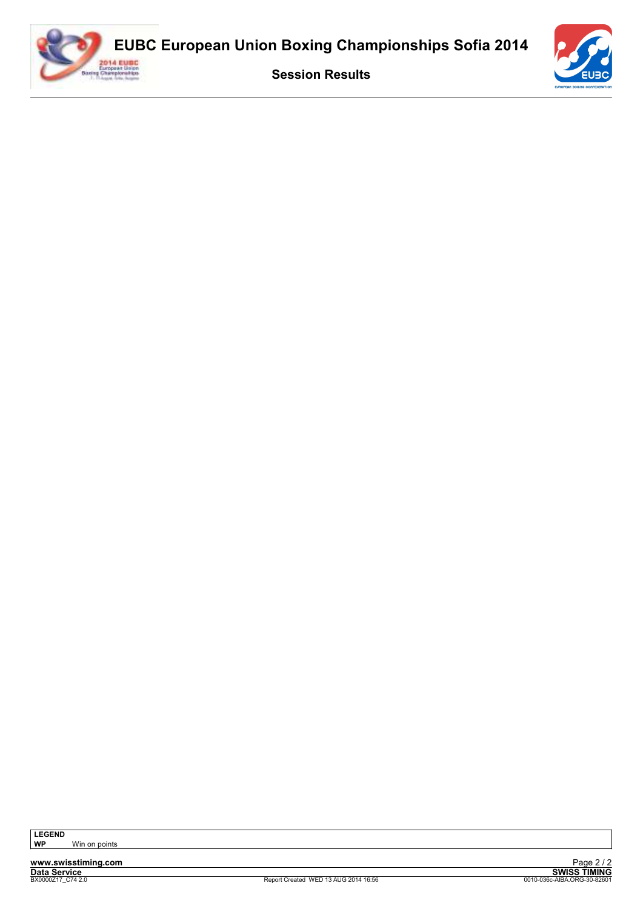**LEGEND**

| | |
|---|---|
| **WP** | Win on points |